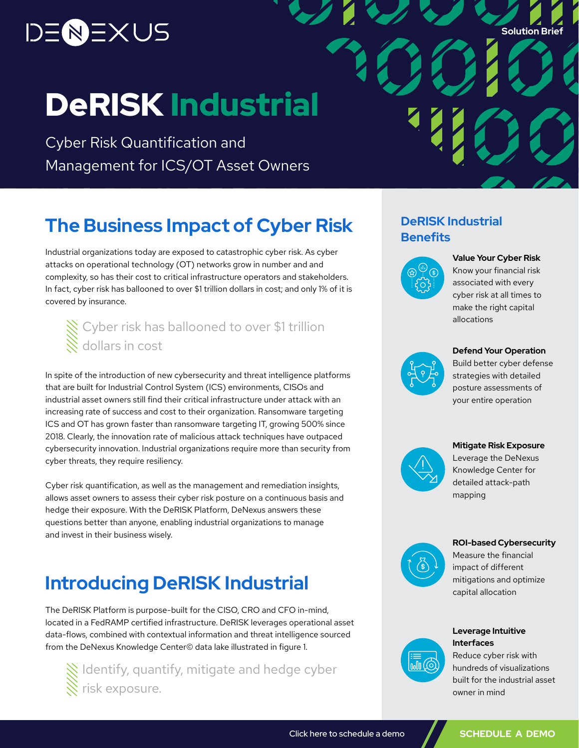DENEXUS

Solution Brief

# DeRISK Industrial

Cyber Risk Quantification and Management for ICS/OT Asset Owners

## The Business Impact of Cyber Risk

Industrial organizations today are exposed to catastrophic cyber risk. As cyber attacks on operational technology (OT) networks grow in number and and complexity, so has their cost to critical infrastructure operators and stakeholders. In fact, cyber risk has ballooned to over $1 trillion dollars in cost; and only 1% of it is covered by insurance.

> Cyber risk has ballooned to over $1 trillion dollars in cost

In spite of the introduction of new cybersecurity and threat intelligence platforms that are built for Industrial Control System (ICS) environments, CISOs and industrial asset owners still find their critical infrastructure under attack with an increasing rate of success and cost to their organization. Ransomware targeting ICS and OT has grown faster than ransomware targeting IT, growing 500% since 2018. Clearly, the innovation rate of malicious attack techniques have outpaced cybersecurity innovation. Industrial organizations require more than security from cyber threats, they require resiliency.

Cyber risk quantification, as well as the management and remediation insights, allows asset owners to assess their cyber risk posture on a continuous basis and hedge their exposure. With the DeRISK Platform, DeNexus answers these questions better than anyone, enabling industrial organizations to manage and invest in their business wisely.

## Introducing DeRISK Industrial

The DeRISK Platform is purpose-built for the CISO, CRO and CFO in-mind, located in a FedRAMP certified infrastructure. DeRISK leverages operational asset data-flows, combined with contextual information and threat intelligence sourced from the DeNexus Knowledge Center© data lake illustrated in figure 1.

> Identify, quantify, mitigate and hedge cyber risk exposure.

## DeRISK Industrial Benefits

**Value Your Cyber Risk**
Know your financial risk associated with every cyber risk at all times to make the right capital allocations

**Defend Your Operation**
Build better cyber defense strategies with detailed posture assessments of your entire operation

**Mitigate Risk Exposure**
Leverage the DeNexus Knowledge Center for detailed attack-path mapping

**ROI-based Cybersecurity**
Measure the financial impact of different mitigations and optimize capital allocation

**Leverage Intuitive Interfaces**
Reduce cyber risk with hundreds of visualizations built for the industrial asset owner in mind

Click here to schedule a demo

SCHEDULE A DEMO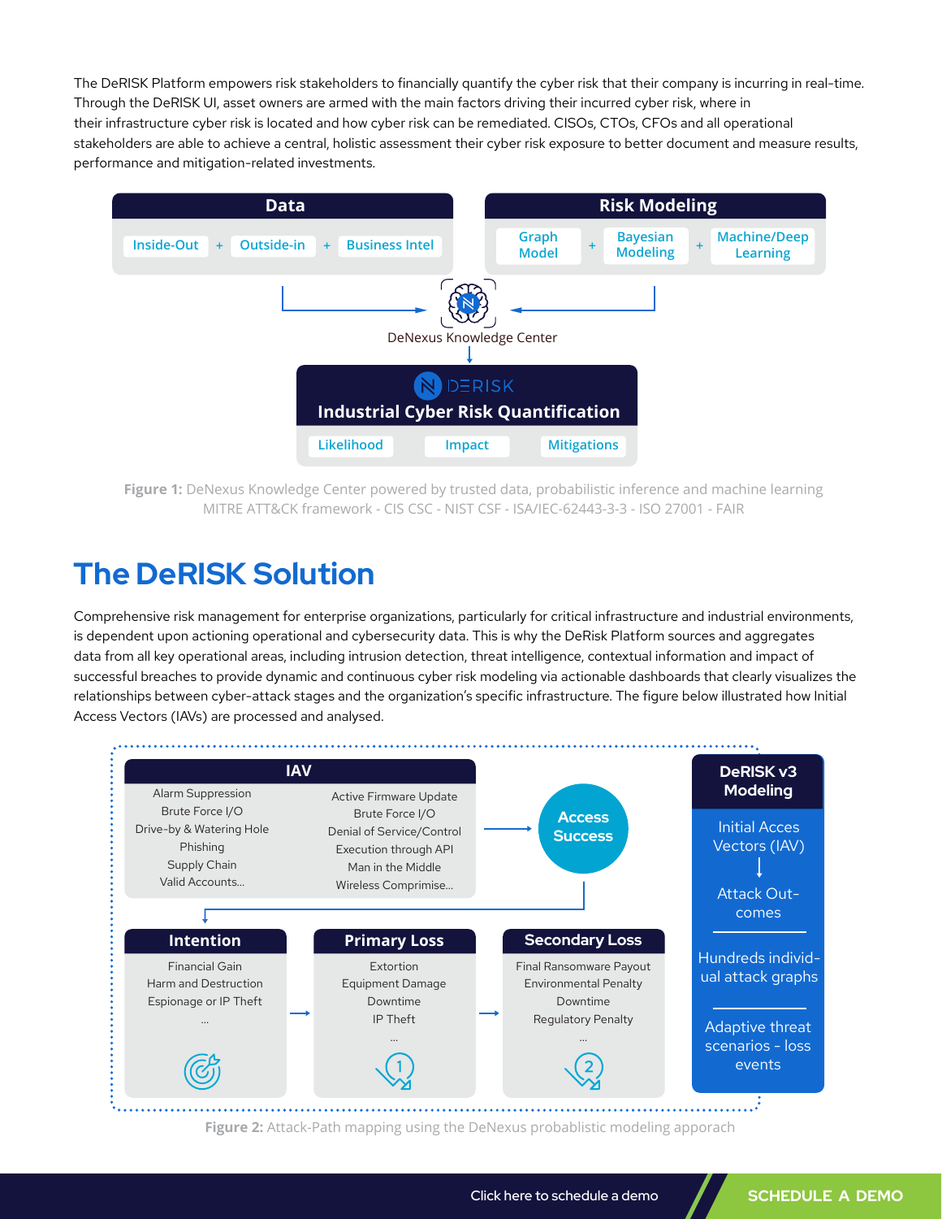The DeRISK Platform empowers risk stakeholders to financially quantify the cyber risk that their company is incurring in real-time. Through the DeRISK UI, asset owners are armed with the main factors driving their incurred cyber risk, where in their infrastructure cyber risk is located and how cyber risk can be remediated. CISOs, CTOs, CFOs and all operational stakeholders are able to achieve a central, holistic assessment their cyber risk exposure to better document and measure results, performance and mitigation-related investments.

**Data**: Inside-Out + Outside-in + Business Intel

**Risk Modeling**: Graph Model + Bayesian Modeling + Machine/Deep Learning

DeNexus Knowledge Center

DERISK

**Industrial Cyber Risk Quantification**

Likelihood | Impact | Mitigations

**Figure 1:** DeNexus Knowledge Center powered by trusted data, probabilistic inference and machine learning
MITRE ATT&CK framework - CIS CSC - NIST CSF - ISA/IEC-62443-3-3 - ISO 27001 - FAIR

# The DeRISK Solution

Comprehensive risk management for enterprise organizations, particularly for critical infrastructure and industrial environments, is dependent upon actioning operational and cybersecurity data. This is why the DeRisk Platform sources and aggregates data from all key operational areas, including intrusion detection, threat intelligence, contextual information and impact of successful breaches to provide dynamic and continuous cyber risk modeling via actionable dashboards that clearly visualizes the relationships between cyber-attack stages and the organization's specific infrastructure. The figure below illustrated how Initial Access Vectors (IAVs) are processed and analysed.

**IAV**

Alarm Suppression
Brute Force I/O
Drive-by & Watering Hole
Phishing
Supply Chain
Valid Accounts...

Active Firmware Update
Brute Force I/O
Denial of Service/Control
Execution through API
Man in the Middle
Wireless Comprimise...

**Access Success**

**Intention**

Financial Gain
Harm and Destruction
Espionage or IP Theft
...

**Primary Loss**

Extortion
Equipment Damage
Downtime
IP Theft
...

**Secondary Loss**

Final Ransomware Payout
Environmental Penalty
Downtime
Regulatory Penalty
...

**DeRISK v3 Modeling**

Initial Acces Vectors (IAV)
Attack Out-comes

Hundreds individ-ual attack graphs

Adaptive threat scenarios - loss events

**Figure 2:** Attack-Path mapping using the DeNexus probablistic modeling appoach

Click here to schedule a demo **SCHEDULE A DEMO**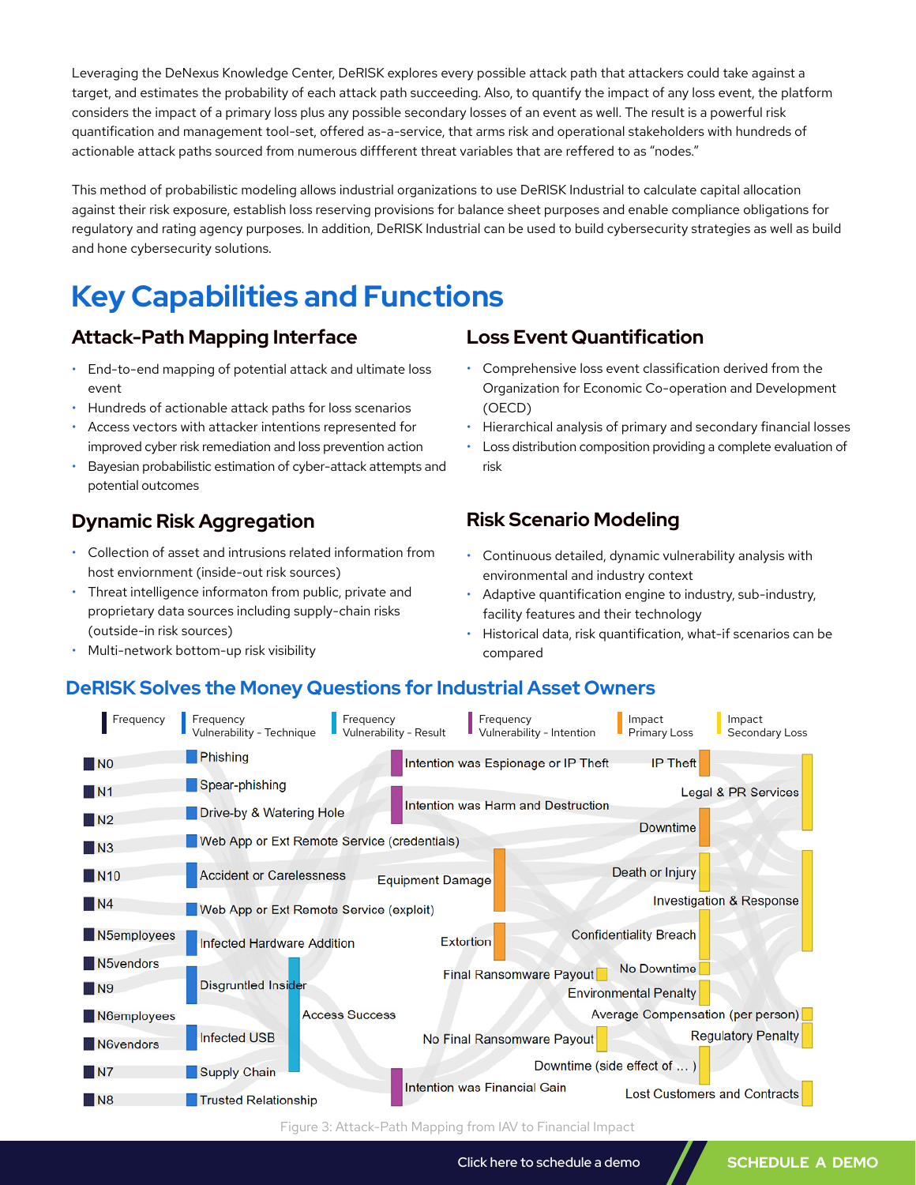Leveraging the DeNexus Knowledge Center, DeRISK explores every possible attack path that attackers could take against a target, and estimates the probability of each attack path succeeding. Also, to quantify the impact of any loss event, the platform considers the impact of a primary loss plus any possible secondary losses of an event as well. The result is a powerful risk quantification and management tool-set, offered as-a-service, that arms risk and operational stakeholders with hundreds of actionable attack paths sourced from numerous diffferent threat variables that are reffered to as "nodes."

This method of probabilistic modeling allows industrial organizations to use DeRISK Industrial to calculate capital allocation against their risk exposure, establish loss reserving provisions for balance sheet purposes and enable compliance obligations for regulatory and rating agency purposes. In addition, DeRISK Industrial can be used to build cybersecurity strategies as well as build and hone cybersecurity solutions.

# Key Capabilities and Functions

## Attack-Path Mapping Interface

- End-to-end mapping of potential attack and ultimate loss event
- Hundreds of actionable attack paths for loss scenarios
- Access vectors with attacker intentions represented for improved cyber risk remediation and loss prevention action
- Bayesian probabilistic estimation of cyber-attack attempts and potential outcomes

## Dynamic Risk Aggregation

- Collection of asset and intrusions related information from host enviornment (inside-out risk sources)
- Threat intelligence informaton from public, private and proprietary data sources including supply-chain risks (outside-in risk sources)
- Multi-network bottom-up risk visibility

## Loss Event Quantification

- Comprehensive loss event classification derived from the Organization for Economic Co-operation and Development (OECD)
- Hierarchical analysis of primary and secondary financial losses
- Loss distribution composition providing a complete evaluation of risk

## Risk Scenario Modeling

- Continuous detailed, dynamic vulnerability analysis with environmental and industry context
- Adaptive quantification engine to industry, sub-industry, facility features and their technology
- Historical data, risk quantification, what-if scenarios can be compared

## DeRISK Solves the Money Questions for Industrial Asset Owners

Figure 3: Attack-Path Mapping from IAV to Financial Impact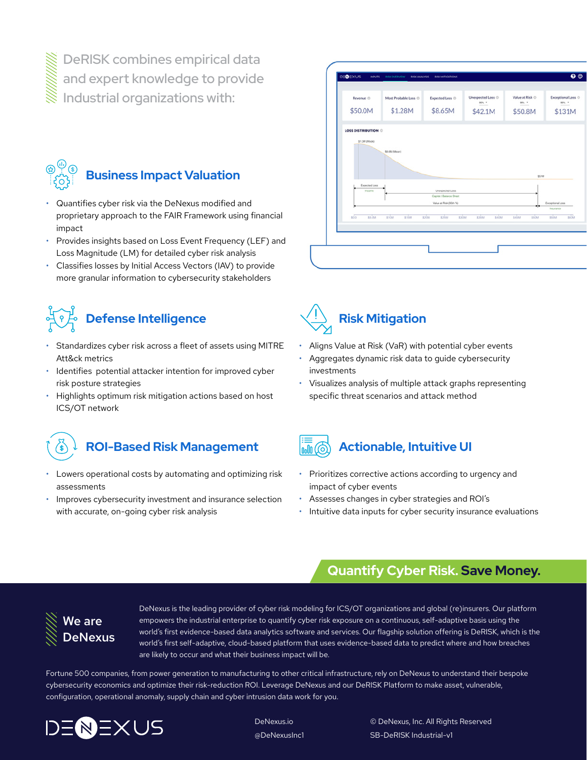DeRISK combines empirical data and expert knowledge to provide Industrial organizations with:

Revenue
$50.0M

Most Probable Loss
$1.28M

Expected Loss
$8.65M

Unexpected Loss
$42.1M

Value at Risk
$50.8M

Exceptional Loss
$131M

LOSS DISTRIBUTION

## Business Impact Valuation

- Quantifies cyber risk via the DeNexus modified and proprietary approach to the FAIR Framework using financial impact
- Provides insights based on Loss Event Frequency (LEF) and Loss Magnitude (LM) for detailed cyber risk analysis
- Classifies losses by Initial Access Vectors (IAV) to provide more granular information to cybersecurity stakeholders

## Defense Intelligence

- Standardizes cyber risk across a fleet of assets using MITRE Att&ck metrics
- Identifies potential attacker intention for improved cyber risk posture strategies
- Highlights optimum risk mitigation actions based on host ICS/OT network

## Risk Mitigation

- Aligns Value at Risk (VaR) with potential cyber events
- Aggregates dynamic risk data to guide cybersecurity investments
- Visualizes analysis of multiple attack graphs representing specific threat scenarios and attack method

## ROI-Based Risk Management

- Lowers operational costs by automating and optimizing risk assessments
- Improves cybersecurity investment and insurance selection with accurate, on-going cyber risk analysis

## Actionable, Intuitive UI

- Prioritizes corrective actions according to urgency and impact of cyber events
- Assesses changes in cyber strategies and ROI's
- Intuitive data inputs for cyber security insurance evaluations

**Quantify Cyber Risk. Save Money.**

## We are DeNexus

DeNexus is the leading provider of cyber risk modeling for ICS/OT organizations and global (re)insurers. Our platform empowers the industrial enterprise to quantify cyber risk exposure on a continuous, self-adaptive basis using the world's first evidence-based data analytics software and services. Our flagship solution offering is DeRISK, which is the world's first self-adaptive, cloud-based platform that uses evidence-based data to predict where and how breaches are likely to occur and what their business impact will be.

Fortune 500 companies, from power generation to manufacturing to other critical infrastructure, rely on DeNexus to understand their bespoke cybersecurity economics and optimize their risk-reduction ROI. Leverage DeNexus and our DeRISK Platform to make asset, vulnerable, configuration, operational anomaly, supply chain and cyber intrusion data work for you.

DENEXUS

DeNexus.io
@DeNexusInc1

© DeNexus, Inc. All Rights Reserved
SB-DeRISK Industrial-v1